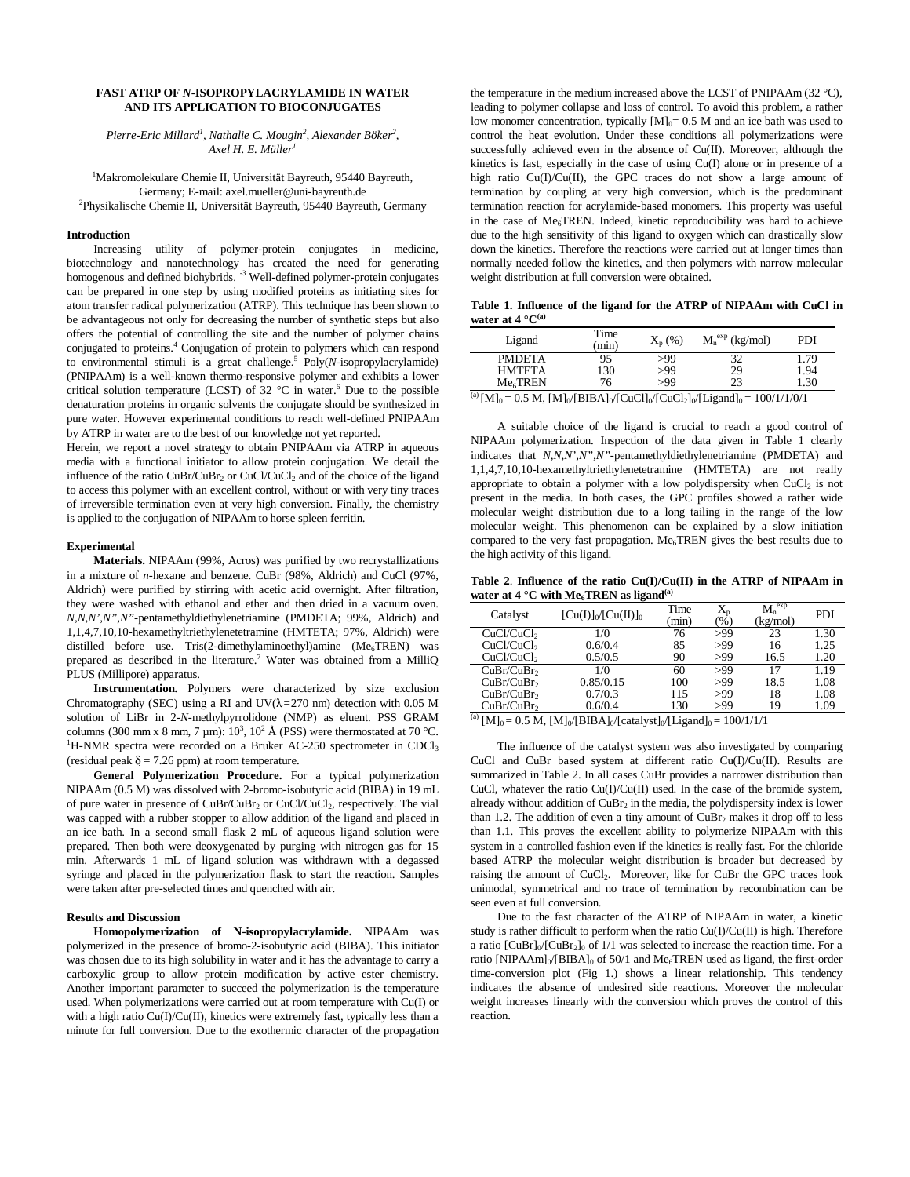# FAST ATRP OF *N*-ISOPROPYLACRYLAMIDE IN WATER AND ITS APPLICATION TO BIOCONJUGATES

*Pierre-Eric Millard[1], Nathalie C. Mougin[2], Alexander Böker[2], Axel H. E. Müller[1]*

[1]Makromolekulare Chemie II, Universität Bayreuth, 95440 Bayreuth, Germany; E-mail: axel.mueller@uni-bayreuth.de
[2]Physikalische Chemie II, Universität Bayreuth, 95440 Bayreuth, Germany

## Introduction

Increasing utility of polymer-protein conjugates in medicine, biotechnology and nanotechnology has created the need for generating homogenous and defined biohybrids.[1-3] Well-defined polymer-protein conjugates can be prepared in one step by using modified proteins as initiating sites for atom transfer radical polymerization (ATRP). This technique has been shown to be advantageous not only for decreasing the number of synthetic steps but also offers the potential of controlling the site and the number of polymer chains conjugated to proteins.[4] Conjugation of protein to polymers which can respond to environmental stimuli is a great challenge.[5] Poly(*N*-isopropylacrylamide) (PNIPAAm) is a well-known thermo-responsive polymer and exhibits a lower critical solution temperature (LCST) of 32 °C in water.[6] Due to the possible denaturation proteins in organic solvents the conjugate should be synthesized in pure water. However experimental conditions to reach well-defined PNIPAAm by ATRP in water are to the best of our knowledge not yet reported.

Herein, we report a novel strategy to obtain PNIPAAm via ATRP in aqueous media with a functional initiator to allow protein conjugation. We detail the influence of the ratio $CuBr/CuBr_2$ or $CuCl/CuCl_2$ and of the choice of the ligand to access this polymer with an excellent control, without or with very tiny traces of irreversible termination even at very high conversion. Finally, the chemistry is applied to the conjugation of NIPAAm to horse spleen ferritin.

## Experimental

**Materials.** NIPAAm (99%, Acros) was purified by two recrystallizations in a mixture of *n*-hexane and benzene. CuBr (98%, Aldrich) and CuCl (97%, Aldrich) were purified by stirring with acetic acid overnight. After filtration, they were washed with ethanol and ether and then dried in a vacuum oven. *N,N,N',N",N"*-pentamethyldiethylenetriamine (PMDETA; 99%, Aldrich) and 1,1,4,7,10,10-hexamethyltriethylenetetramine (HMTETA; 97%, Aldrich) were distilled before use. Tris(2-dimethylaminoethyl)amine ($Me_6TREN$) was prepared as described in the literature.[7] Water was obtained from a MilliQ PLUS (Millipore) apparatus.

**Instrumentation.** Polymers were characterized by size exclusion Chromatography (SEC) using a RI and UV($\lambda$=270 nm) detection with 0.05 M solution of LiBr in 2-*N*-methylpyrrolidone (NMP) as eluent. PSS GRAM columns (300 mm x 8 mm, 7 µm): $10^3$, $10^2$ Å (PSS) were thermostated at 70 °C. $^1$H-NMR spectra were recorded on a Bruker AC-250 spectrometer in $CDCl_3$ (residual peak $\delta$ = 7.26 ppm) at room temperature.

**General Polymerization Procedure.** For a typical polymerization NIPAAm (0.5 M) was dissolved with 2-bromo-isobutyric acid (BIBA) in 19 mL of pure water in presence of $CuBr/CuBr_2$ or $CuCl/CuCl_2$, respectively. The vial was capped with a rubber stopper to allow addition of the ligand and placed in an ice bath. In a second small flask 2 mL of aqueous ligand solution were prepared. Then both were deoxygenated by purging with nitrogen gas for 15 min. Afterwards 1 mL of ligand solution was withdrawn with a degassed syringe and placed in the polymerization flask to start the reaction. Samples were taken after pre-selected times and quenched with air.

## Results and Discussion

**Homopolymerization of N-isopropylacrylamide.** NIPAAm was polymerized in the presence of bromo-2-isobutyric acid (BIBA). This initiator was chosen due to its high solubility in water and it has the advantage to carry a carboxylic group to allow protein modification by active ester chemistry. Another important parameter to succeed the polymerization is the temperature used. When polymerizations were carried out at room temperature with Cu(I) or with a high ratio Cu(I)/Cu(II), kinetics were extremely fast, typically less than a minute for full conversion. Due to the exothermic character of the propagation the temperature in the medium increased above the LCST of PNIPAAm (32 °C), leading to polymer collapse and loss of control. To avoid this problem, a rather low monomer concentration, typically $[M]_0$= 0.5 M and an ice bath was used to control the heat evolution. Under these conditions all polymerizations were successfully achieved even in the absence of Cu(II). Moreover, although the kinetics is fast, especially in the case of using Cu(I) alone or in presence of a high ratio Cu(I)/Cu(II), the GPC traces do not show a large amount of termination by coupling at very high conversion, which is the predominant termination reaction for acrylamide-based monomers. This property was useful in the case of $Me_6TREN$. Indeed, kinetic reproducibility was hard to achieve due to the high sensitivity of this ligand to oxygen which can drastically slow down the kinetics. Therefore the reactions were carried out at longer times than normally needed follow the kinetics, and then polymers with narrow molecular weight distribution at full conversion were obtained.

**Table 1. Influence of the ligand for the ATRP of NIPAAm with CuCl in water at 4 °C[(a)]**

| Ligand | Time (min) | $X_p$ (%) | $M_n^{exp}$ (kg/mol) | PDI |
|---|---|---|---|---|
| PMDETA | 95 | >99 | 32 | 1.79 |
| HMTETA | 130 | >99 | 29 | 1.94 |
| $Me_6TREN$ | 76 | >99 | 23 | 1.30 |

[(a)] $[M]_0$ = 0.5 M, $[M]_0/[BIBA]_0/[CuCl]_0/[CuCl_2]_0/[Ligand]_0$ = 100/1/1/0/1

A suitable choice of the ligand is crucial to reach a good control of NIPAAm polymerization. Inspection of the data given in Table 1 clearly indicates that *N,N,N',N",N"*-pentamethyldiethylenetriamine (PMDETA) and 1,1,4,7,10,10-hexamethyltriethylenetetramine (HMTETA) are not really appropriate to obtain a polymer with a low polydispersity when $CuCl_2$ is not present in the media. In both cases, the GPC profiles showed a rather wide molecular weight distribution due to a long tailing in the range of the low molecular weight. This phenomenon can be explained by a slow initiation compared to the very fast propagation. $Me_6TREN$ gives the best results due to the high activity of this ligand.

**Table 2. Influence of the ratio Cu(I)/Cu(II) in the ATRP of NIPAAm in water at 4 °C with $Me_6TREN$ as ligand[(a)]**

| Catalyst | $[Cu(I)]_0/[Cu(II)]_0$ | Time (min) | $X_p$ (%) | $M_n^{exp}$ (kg/mol) | PDI |
|---|---|---|---|---|---|
| $CuCl/CuCl_2$ | 1/0 | 76 | >99 | 23 | 1.30 |
| $CuCl/CuCl_2$ | 0.6/0.4 | 85 | >99 | 16 | 1.25 |
| $CuCl/CuCl_2$ | 0.5/0.5 | 90 | >99 | 16.5 | 1.20 |
| $CuBr/CuBr_2$ | 1/0 | 60 | >99 | 17 | 1.19 |
| $CuBr/CuBr_2$ | 0.85/0.15 | 100 | >99 | 18.5 | 1.08 |
| $CuBr/CuBr_2$ | 0.7/0.3 | 115 | >99 | 18 | 1.08 |
| $CuBr/CuBr_2$ | 0.6/0.4 | 130 | >99 | 19 | 1.09 |

[(a)] $[M]_0$ = 0.5 M, $[M]_0/[BIBA]_0/[catalyst]_0/[Ligand]_0$ = 100/1/1/1

The influence of the catalyst system was also investigated by comparing CuCl and CuBr based system at different ratio Cu(I)/Cu(II). Results are summarized in Table 2. In all cases CuBr provides a narrower distribution than CuCl, whatever the ratio Cu(I)/Cu(II) used. In the case of the bromide system, already without addition of $CuBr_2$ in the media, the polydispersity index is lower than 1.2. The addition of even a tiny amount of $CuBr_2$ makes it drop off to less than 1.1. This proves the excellent ability to polymerize NIPAAm with this system in a controlled fashion even if the kinetics is really fast. For the chloride based ATRP the molecular weight distribution is broader but decreased by raising the amount of $CuCl_2$. Moreover, like for CuBr the GPC traces look unimodal, symmetrical and no trace of termination by recombination can be seen even at full conversion.

Due to the fast character of the ATRP of NIPAAm in water, a kinetic study is rather difficult to perform when the ratio Cu(I)/Cu(II) is high. Therefore a ratio $[CuBr]_0/[CuBr_2]_0$ of 1/1 was selected to increase the reaction time. For a ratio $[NIPAAm]_0/[BIBA]_0$ of 50/1 and $Me_6TREN$ used as ligand, the first-order time-conversion plot (Fig 1.) shows a linear relationship. This tendency indicates the absence of undesired side reactions. Moreover the molecular weight increases linearly with the conversion which proves the control of this reaction.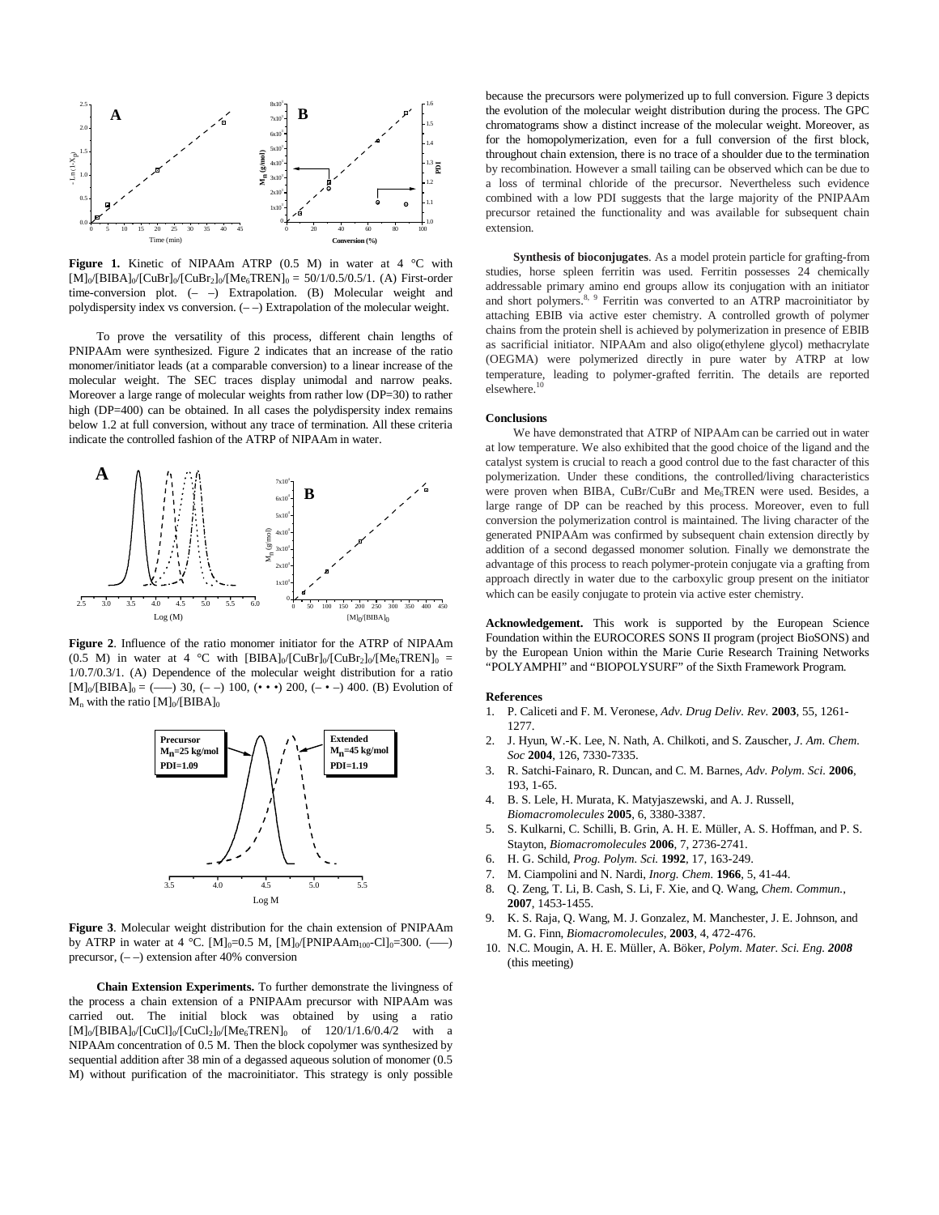A

- Ln (1-X_p)

2.5
2.0
1.5
1.0
0.5
0.0

0 5 10 15 20 25 30 35 40 45

Time (min)

B

$M_n$ (g/mol)

8x10^4
7x10^4
6x10^4
5x10^4
4x10^4
3x10^4
2x10^4
1x10^4
0

0 20 40 60 80 100

Conversion (%)

PDI

1.6
1.5
1.4
1.3
1.2
1.1
1.0

**Figure 1.** Kinetic of NIPAAm ATRP (0.5 M) in water at 4 °C with $[M]_0/[BIBA]_0/[CuBr]_0/[CuBr_2]_0/[Me_6TREN]_0$ = 50/1/0.5/0.5/1. (A) First-order time-conversion plot. (– –) Extrapolation. (B) Molecular weight and polydispersity index vs conversion. (– –) Extrapolation of the molecular weight.

To prove the versatility of this process, different chain lengths of PNIPAAm were synthesized. Figure 2 indicates that an increase of the ratio monomer/initiator leads (at a comparable conversion) to a linear increase of the molecular weight. The SEC traces display unimodal and narrow peaks. Moreover a large range of molecular weights from rather low (DP=30) to rather high (DP=400) can be obtained. In all cases the polydispersity index remains below 1.2 at full conversion, without any trace of termination. All these criteria indicate the controlled fashion of the ATRP of NIPAAm in water.

A

2.5 3.0 3.5 4.0 4.5 5.0 5.5 6.0

Log (M)

B

$M_n$ (g/mol)

7x10^4
6x10^4
5x10^4
4x10^4
3x10^4
2x10^4
1x10^4
0

0 50 100 150 200 250 300 350 400 450

$[M]_0/[BIBA]_0$

**Figure 2**. Influence of the ratio monomer initiator for the ATRP of NIPAAm (0.5 M) in water at 4 °C with $[BIBA]_0/[CuBr]_0/[CuBr_2]_0/[Me_6TREN]_0$ = 1/0.7/0.3/1. (A) Dependence of the molecular weight distribution for a ratio $[M]_0/[BIBA]_0$ = (——) 30, (– –) 100, (• • •) 200, (– • –) 400. (B) Evolution of $M_n$ with the ratio $[M]_0/[BIBA]_0$

Precursor
$M_n$=25 kg/mol
PDI=1.09

Extended
$M_n$=45 kg/mol
PDI=1.19

3.5 4.0 4.5 5.0 5.5

Log M

**Figure 3**. Molecular weight distribution for the chain extension of PNIPAAm by ATRP in water at 4 °C. $[M]_0$=0.5 M, $[M]_0/[PNIPAAm_{100}\text{-}Cl]_0$=300. (——) precursor, (– –) extension after 40% conversion

**Chain Extension Experiments.** To further demonstrate the livingness of the process a chain extension of a PNIPAAm precursor with NIPAAm was carried out. The initial block was obtained by using a ratio $[M]_0/[BIBA]_0/[CuCl]_0/[CuCl_2]_0/[Me_6TREN]_0$ of 120/1/1.6/0.4/2 with a NIPAAm concentration of 0.5 M. Then the block copolymer was synthesized by sequential addition after 38 min of a degassed aqueous solution of monomer (0.5 M) without purification of the macroinitiator. This strategy is only possible because the precursors were polymerized up to full conversion. Figure 3 depicts the evolution of the molecular weight distribution during the process. The GPC chromatograms show a distinct increase of the molecular weight. Moreover, as for the homopolymerization, even for a full conversion of the first block, throughout chain extension, there is no trace of a shoulder due to the termination by recombination. However a small tailing can be observed which can be due to a loss of terminal chloride of the precursor. Nevertheless such evidence combined with a low PDI suggests that the large majority of the PNIPAAm precursor retained the functionality and was available for subsequent chain extension.

**Synthesis of bioconjugates**. As a model protein particle for grafting-from studies, horse spleen ferritin was used. Ferritin possesses 24 chemically addressable primary amino end groups allow its conjugation with an initiator and short polymers.[8, 9] Ferritin was converted to an ATRP macroinitiator by attaching EBIB via active ester chemistry. A controlled growth of polymer chains from the protein shell is achieved by polymerization in presence of EBIB as sacrificial initiator. NIPAAm and also oligo(ethylene glycol) methacrylate (OEGMA) were polymerized directly in pure water by ATRP at low temperature, leading to polymer-grafted ferritin. The details are reported elsewhere.[10]

## Conclusions

We have demonstrated that ATRP of NIPAAm can be carried out in water at low temperature. We also exhibited that the good choice of the ligand and the catalyst system is crucial to reach a good control due to the fast character of this polymerization. Under these conditions, the controlled/living characteristics were proven when BIBA, CuBr/CuBr and $Me_6$TREN were used. Besides, a large range of DP can be reached by this process. Moreover, even to full conversion the polymerization control is maintained. The living character of the generated PNIPAAm was confirmed by subsequent chain extension directly by addition of a second degassed monomer solution. Finally we demonstrate the advantage of this process to reach polymer-protein conjugate via a grafting from approach directly in water due to the carboxylic group present on the initiator which can be easily conjugate to protein via active ester chemistry.

**Acknowledgement.** This work is supported by the European Science Foundation within the EUROCORES SONS II program (project BioSONS) and by the European Union within the Marie Curie Research Training Networks "POLYAMPHI" and "BIOPOLYSURF" of the Sixth Framework Program.

## References

1. P. Caliceti and F. M. Veronese, *Adv. Drug Deliv. Rev.* **2003**, 55, 1261-1277.
2. J. Hyun, W.-K. Lee, N. Nath, A. Chilkoti, and S. Zauscher, *J. Am. Chem. Soc* **2004**, 126, 7330-7335.
3. R. Satchi-Fainaro, R. Duncan, and C. M. Barnes, *Adv. Polym. Sci.* **2006**, 193, 1-65.
4. B. S. Lele, H. Murata, K. Matyjaszewski, and A. J. Russell, *Biomacromolecules* **2005**, 6, 3380-3387.
5. S. Kulkarni, C. Schilli, B. Grin, A. H. E. Müller, A. S. Hoffman, and P. S. Stayton, *Biomacromolecules* **2006**, 7, 2736-2741.
6. H. G. Schild, *Prog. Polym. Sci.* **1992**, 17, 163-249.
7. M. Ciampolini and N. Nardi, *Inorg. Chem.* **1966**, 5, 41-44.
8. Q. Zeng, T. Li, B. Cash, S. Li, F. Xie, and Q. Wang, *Chem. Commun.*, **2007**, 1453-1455.
9. K. S. Raja, Q. Wang, M. J. Gonzalez, M. Manchester, J. E. Johnson, and M. G. Finn, *Biomacromolecules*, **2003**, 4, 472-476.
10. N.C. Mougin, A. H. E. Müller, A. Böker, *Polym. Mater. Sci. Eng. **2008*** (this meeting)